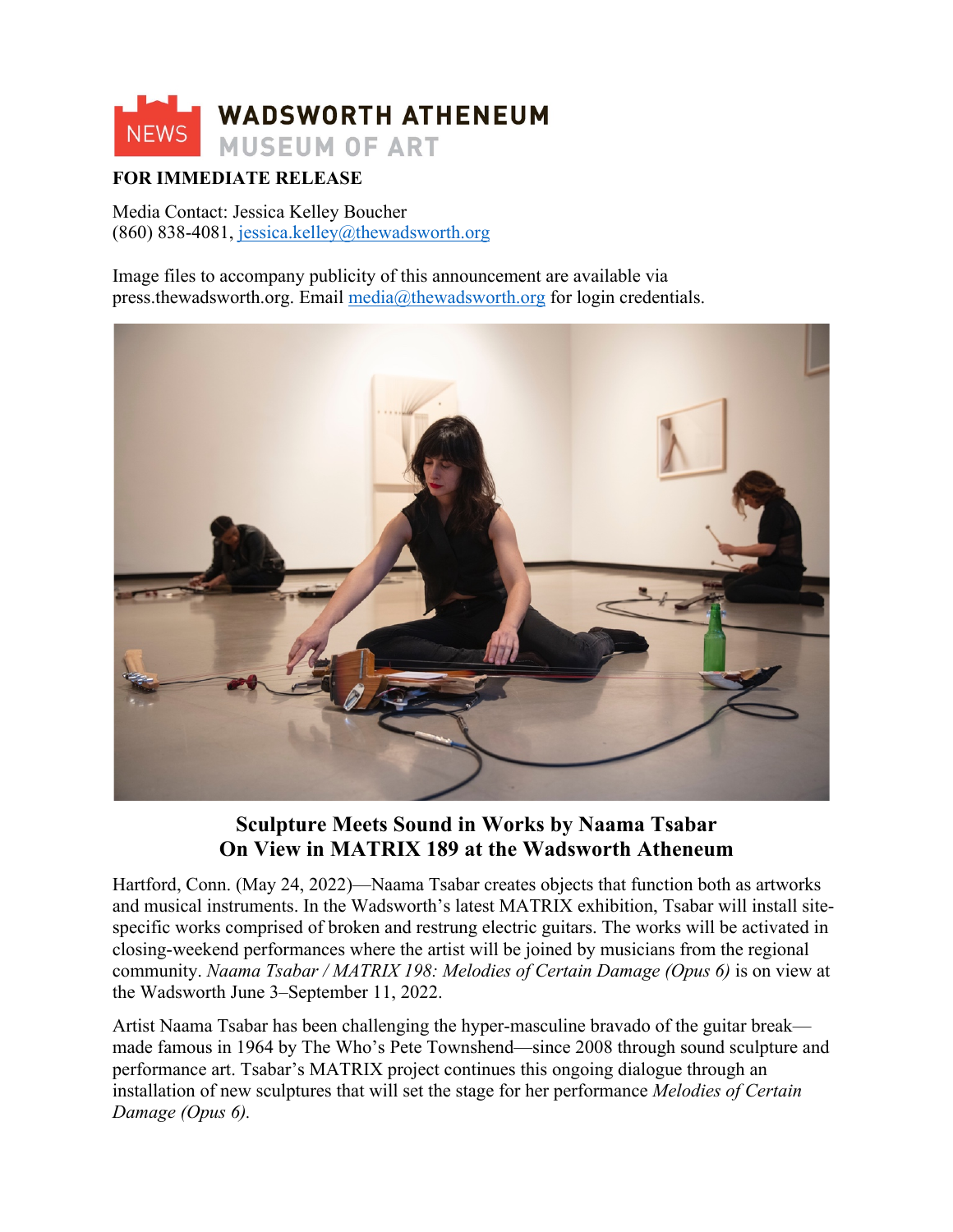**WADSWORTH ATHENEUM MUSEUM OF ART** NEWS

**FOR IMMEDIATE RELEASE**

Media Contact: Jessica Kelley Boucher
(860) 838-4081, jessica.kelley@thewadsworth.org

Image files to accompany publicity of this announcement are available via press.thewadsworth.org. Email media@thewadsworth.org for login credentials.

## Sculpture Meets Sound in Works by Naama Tsabar On View in MATRIX 189 at the Wadsworth Atheneum

Hartford, Conn. (May 24, 2022)—Naama Tsabar creates objects that function both as artworks and musical instruments. In the Wadsworth's latest MATRIX exhibition, Tsabar will install site-specific works comprised of broken and restrung electric guitars. The works will be activated in closing-weekend performances where the artist will be joined by musicians from the regional community. *Naama Tsabar / MATRIX 198: Melodies of Certain Damage (Opus 6)* is on view at the Wadsworth June 3–September 11, 2022.

Artist Naama Tsabar has been challenging the hyper-masculine bravado of the guitar break—made famous in 1964 by The Who's Pete Townshend—since 2008 through sound sculpture and performance art. Tsabar's MATRIX project continues this ongoing dialogue through an installation of new sculptures that will set the stage for her performance *Melodies of Certain Damage (Opus 6).*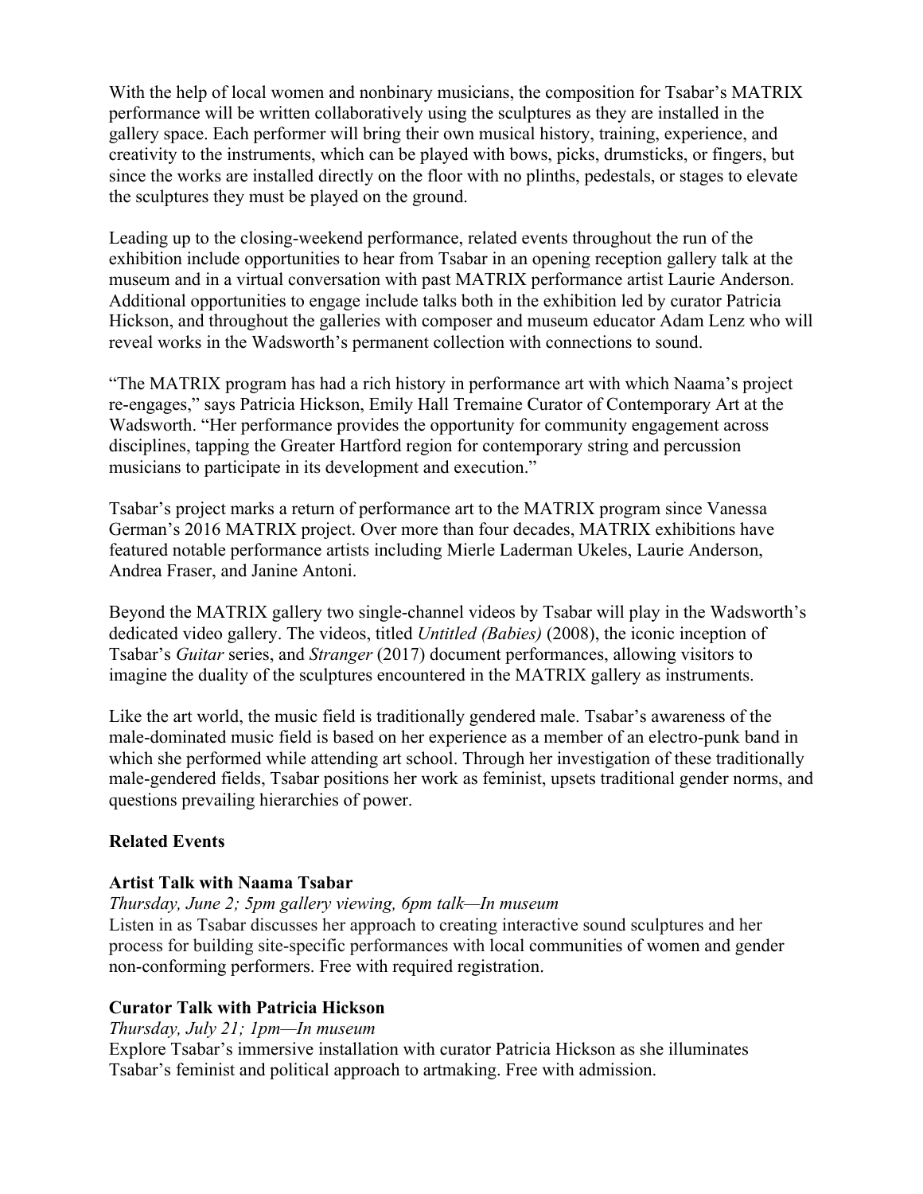With the help of local women and nonbinary musicians, the composition for Tsabar's MATRIX performance will be written collaboratively using the sculptures as they are installed in the gallery space. Each performer will bring their own musical history, training, experience, and creativity to the instruments, which can be played with bows, picks, drumsticks, or fingers, but since the works are installed directly on the floor with no plinths, pedestals, or stages to elevate the sculptures they must be played on the ground.

Leading up to the closing-weekend performance, related events throughout the run of the exhibition include opportunities to hear from Tsabar in an opening reception gallery talk at the museum and in a virtual conversation with past MATRIX performance artist Laurie Anderson. Additional opportunities to engage include talks both in the exhibition led by curator Patricia Hickson, and throughout the galleries with composer and museum educator Adam Lenz who will reveal works in the Wadsworth's permanent collection with connections to sound.

"The MATRIX program has had a rich history in performance art with which Naama's project re-engages," says Patricia Hickson, Emily Hall Tremaine Curator of Contemporary Art at the Wadsworth. "Her performance provides the opportunity for community engagement across disciplines, tapping the Greater Hartford region for contemporary string and percussion musicians to participate in its development and execution."

Tsabar's project marks a return of performance art to the MATRIX program since Vanessa German's 2016 MATRIX project. Over more than four decades, MATRIX exhibitions have featured notable performance artists including Mierle Laderman Ukeles, Laurie Anderson, Andrea Fraser, and Janine Antoni.

Beyond the MATRIX gallery two single-channel videos by Tsabar will play in the Wadsworth's dedicated video gallery. The videos, titled *Untitled (Babies)* (2008), the iconic inception of Tsabar's *Guitar* series, and *Stranger* (2017) document performances, allowing visitors to imagine the duality of the sculptures encountered in the MATRIX gallery as instruments.

Like the art world, the music field is traditionally gendered male. Tsabar's awareness of the male-dominated music field is based on her experience as a member of an electro-punk band in which she performed while attending art school. Through her investigation of these traditionally male-gendered fields, Tsabar positions her work as feminist, upsets traditional gender norms, and questions prevailing hierarchies of power.

**Related Events**

**Artist Talk with Naama Tsabar**

*Thursday, June 2; 5pm gallery viewing, 6pm talk—In museum*

Listen in as Tsabar discusses her approach to creating interactive sound sculptures and her process for building site-specific performances with local communities of women and gender non-conforming performers. Free with required registration.

**Curator Talk with Patricia Hickson**

*Thursday, July 21; 1pm—In museum*

Explore Tsabar's immersive installation with curator Patricia Hickson as she illuminates Tsabar's feminist and political approach to artmaking. Free with admission.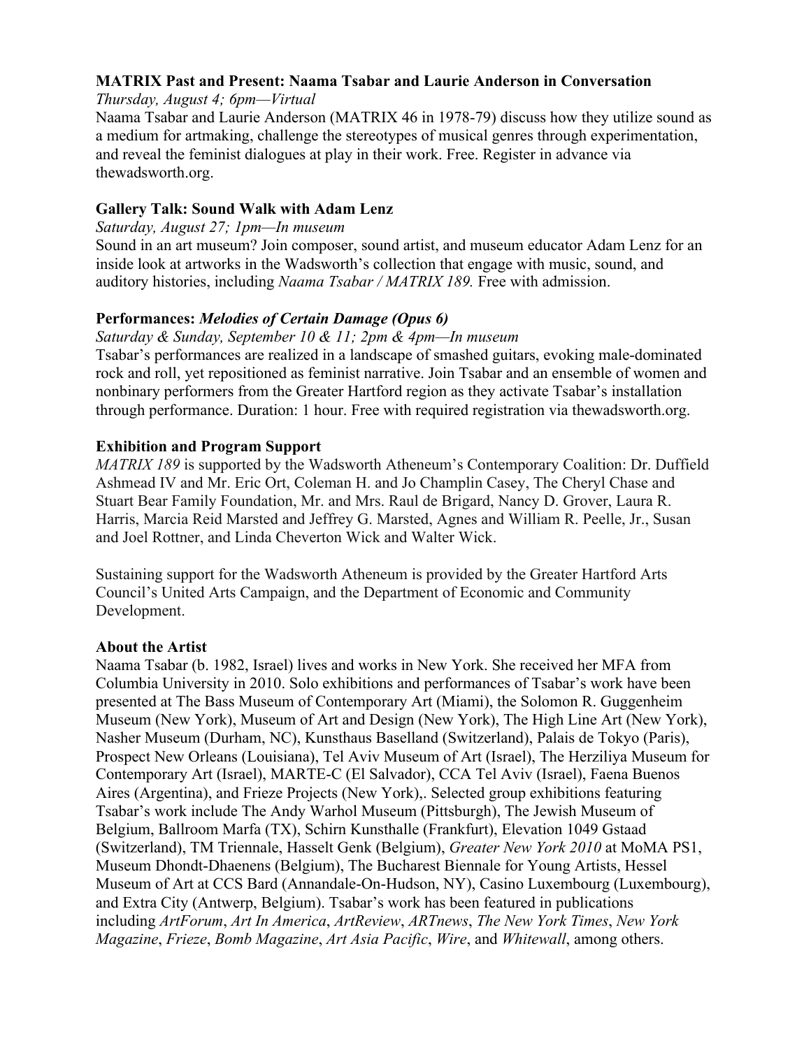**MATRIX Past and Present: Naama Tsabar and Laurie Anderson in Conversation**

*Thursday, August 4; 6pm—Virtual*

Naama Tsabar and Laurie Anderson (MATRIX 46 in 1978-79) discuss how they utilize sound as a medium for artmaking, challenge the stereotypes of musical genres through experimentation, and reveal the feminist dialogues at play in their work. Free. Register in advance via thewadsworth.org.

**Gallery Talk: Sound Walk with Adam Lenz**

*Saturday, August 27; 1pm—In museum*

Sound in an art museum? Join composer, sound artist, and museum educator Adam Lenz for an inside look at artworks in the Wadsworth's collection that engage with music, sound, and auditory histories, including *Naama Tsabar / MATRIX 189.* Free with admission.

**Performances: *Melodies of Certain Damage (Opus 6)***

*Saturday & Sunday, September 10 & 11; 2pm & 4pm—In museum*

Tsabar's performances are realized in a landscape of smashed guitars, evoking male-dominated rock and roll, yet repositioned as feminist narrative. Join Tsabar and an ensemble of women and nonbinary performers from the Greater Hartford region as they activate Tsabar's installation through performance. Duration: 1 hour. Free with required registration via thewadsworth.org.

**Exhibition and Program Support**

*MATRIX 189* is supported by the Wadsworth Atheneum's Contemporary Coalition: Dr. Duffield Ashmead IV and Mr. Eric Ort, Coleman H. and Jo Champlin Casey, The Cheryl Chase and Stuart Bear Family Foundation, Mr. and Mrs. Raul de Brigard, Nancy D. Grover, Laura R. Harris, Marcia Reid Marsted and Jeffrey G. Marsted, Agnes and William R. Peelle, Jr., Susan and Joel Rottner, and Linda Cheverton Wick and Walter Wick.

Sustaining support for the Wadsworth Atheneum is provided by the Greater Hartford Arts Council's United Arts Campaign, and the Department of Economic and Community Development.

**About the Artist**

Naama Tsabar (b. 1982, Israel) lives and works in New York. She received her MFA from Columbia University in 2010. Solo exhibitions and performances of Tsabar's work have been presented at The Bass Museum of Contemporary Art (Miami), the Solomon R. Guggenheim Museum (New York), Museum of Art and Design (New York), The High Line Art (New York), Nasher Museum (Durham, NC), Kunsthaus Baselland (Switzerland), Palais de Tokyo (Paris), Prospect New Orleans (Louisiana), Tel Aviv Museum of Art (Israel), The Herziliya Museum for Contemporary Art (Israel), MARTE-C (El Salvador), CCA Tel Aviv (Israel), Faena Buenos Aires (Argentina), and Frieze Projects (New York),. Selected group exhibitions featuring Tsabar's work include The Andy Warhol Museum (Pittsburgh), The Jewish Museum of Belgium, Ballroom Marfa (TX), Schirn Kunsthalle (Frankfurt), Elevation 1049 Gstaad (Switzerland), TM Triennale, Hasselt Genk (Belgium), *Greater New York 2010* at MoMA PS1, Museum Dhondt-Dhaenens (Belgium), The Bucharest Biennale for Young Artists, Hessel Museum of Art at CCS Bard (Annandale-On-Hudson, NY), Casino Luxembourg (Luxembourg), and Extra City (Antwerp, Belgium). Tsabar's work has been featured in publications including *ArtForum*, *Art In America*, *ArtReview*, *ARTnews*, *The New York Times*, *New York Magazine*, *Frieze*, *Bomb Magazine*, *Art Asia Pacific*, *Wire*, and *Whitewall*, among others.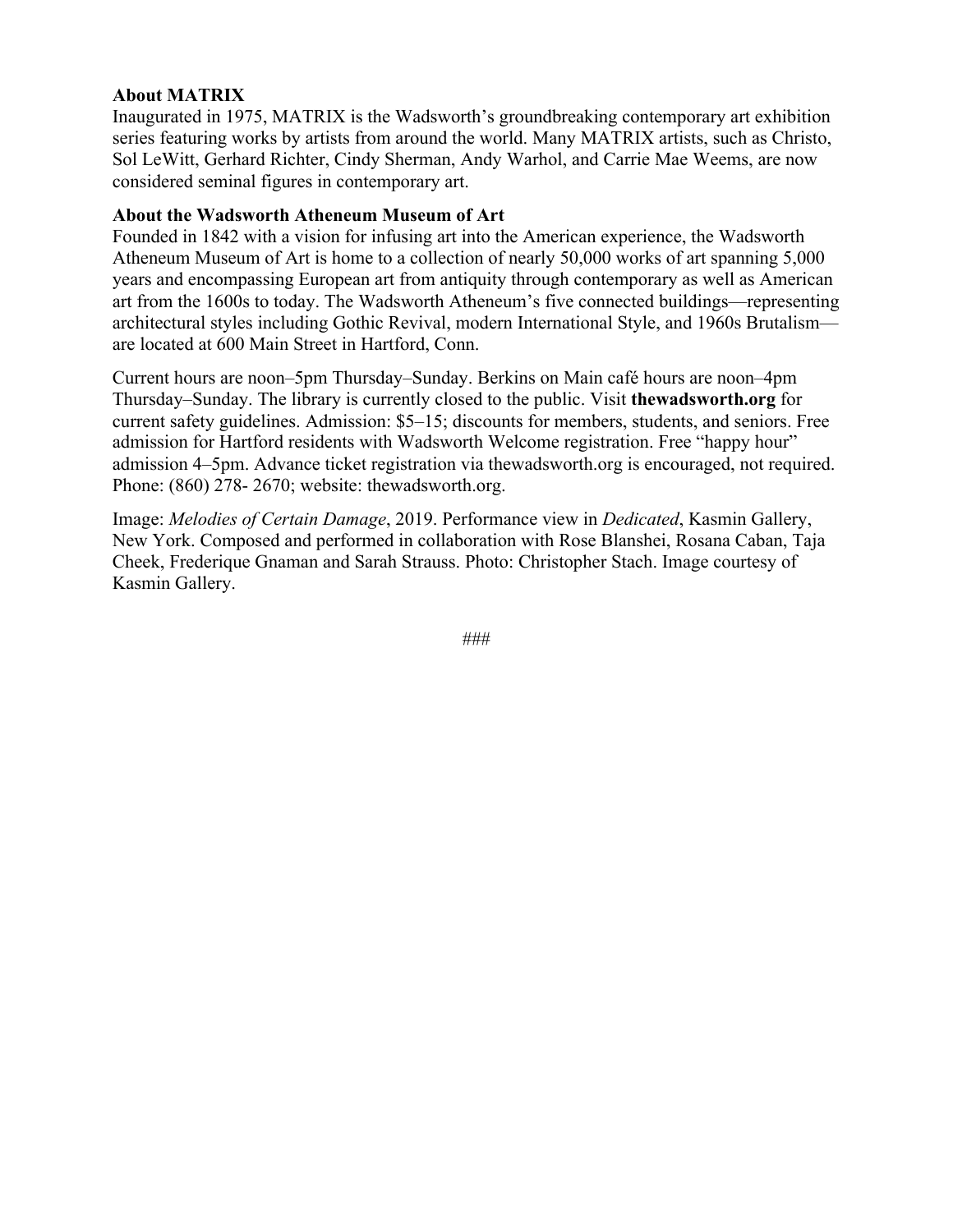**About MATRIX**
Inaugurated in 1975, MATRIX is the Wadsworth's groundbreaking contemporary art exhibition series featuring works by artists from around the world. Many MATRIX artists, such as Christo, Sol LeWitt, Gerhard Richter, Cindy Sherman, Andy Warhol, and Carrie Mae Weems, are now considered seminal figures in contemporary art.

**About the Wadsworth Atheneum Museum of Art**
Founded in 1842 with a vision for infusing art into the American experience, the Wadsworth Atheneum Museum of Art is home to a collection of nearly 50,000 works of art spanning 5,000 years and encompassing European art from antiquity through contemporary as well as American art from the 1600s to today. The Wadsworth Atheneum's five connected buildings—representing architectural styles including Gothic Revival, modern International Style, and 1960s Brutalism—are located at 600 Main Street in Hartford, Conn.

Current hours are noon–5pm Thursday–Sunday. Berkins on Main café hours are noon–4pm Thursday–Sunday. The library is currently closed to the public. Visit **thewadsworth.org** for current safety guidelines. Admission: $5–15; discounts for members, students, and seniors. Free admission for Hartford residents with Wadsworth Welcome registration. Free "happy hour" admission 4–5pm. Advance ticket registration via thewadsworth.org is encouraged, not required. Phone: (860) 278- 2670; website: thewadsworth.org.

Image: *Melodies of Certain Damage*, 2019. Performance view in *Dedicated*, Kasmin Gallery, New York. Composed and performed in collaboration with Rose Blanshei, Rosana Caban, Taja Cheek, Frederique Gnaman and Sarah Strauss. Photo: Christopher Stach. Image courtesy of Kasmin Gallery.

###